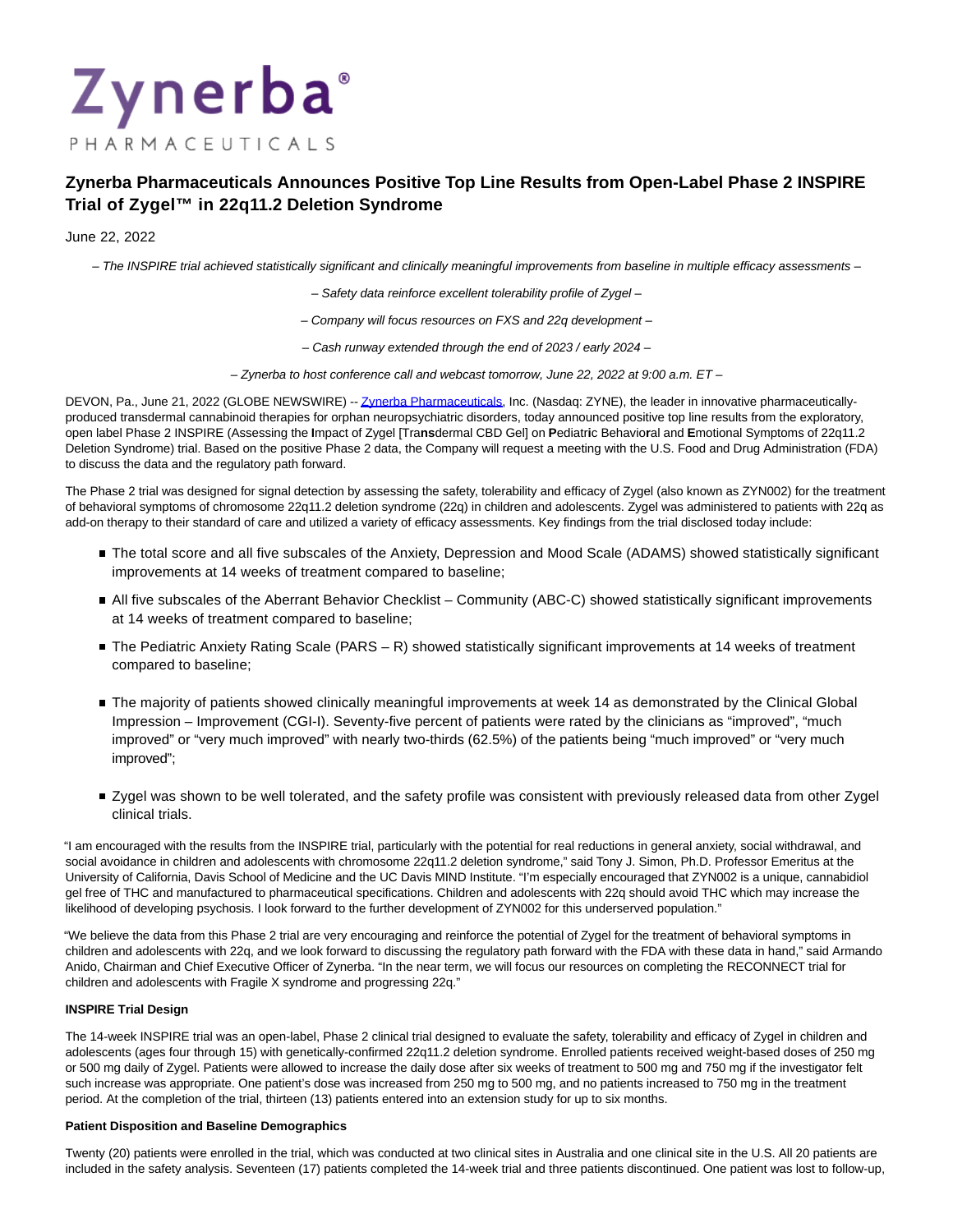# Zynerba Pharmaceuticals

## Zynerba Pharmaceuticals Announces Positive Top Line Results from Open-Label Phase 2 INSPIRE Trial of Zygel™ in 22q11.2 Deletion Syndrome

June 22, 2022

*– The INSPIRE trial achieved statistically significant and clinically meaningful improvements from baseline in multiple efficacy assessments –*

*– Safety data reinforce excellent tolerability profile of Zygel –*

*– Company will focus resources on FXS and 22q development –*

*– Cash runway extended through the end of 2023 / early 2024 –*

*– Zynerba to host conference call and webcast tomorrow, June 22, 2022 at 9:00 a.m. ET –*

DEVON, Pa., June 21, 2022 (GLOBE NEWSWIRE) -- Zynerba Pharmaceuticals, Inc. (Nasdaq: ZYNE), the leader in innovative pharmaceutically-produced transdermal cannabinoid therapies for orphan neuropsychiatric disorders, today announced positive top line results from the exploratory, open label Phase 2 INSPIRE (Assessing the **I**mpact of Zygel [Tra**ns**dermal CBD Gel] on **P**ediatr**i**c Behavio**r**al and **E**motional Symptoms of 22q11.2 Deletion Syndrome) trial. Based on the positive Phase 2 data, the Company will request a meeting with the U.S. Food and Drug Administration (FDA) to discuss the data and the regulatory path forward.

The Phase 2 trial was designed for signal detection by assessing the safety, tolerability and efficacy of Zygel (also known as ZYN002) for the treatment of behavioral symptoms of chromosome 22q11.2 deletion syndrome (22q) in children and adolescents. Zygel was administered to patients with 22q as add-on therapy to their standard of care and utilized a variety of efficacy assessments. Key findings from the trial disclosed today include:

- The total score and all five subscales of the Anxiety, Depression and Mood Scale (ADAMS) showed statistically significant improvements at 14 weeks of treatment compared to baseline;
- All five subscales of the Aberrant Behavior Checklist – Community (ABC-C) showed statistically significant improvements at 14 weeks of treatment compared to baseline;
- The Pediatric Anxiety Rating Scale (PARS – R) showed statistically significant improvements at 14 weeks of treatment compared to baseline;
- The majority of patients showed clinically meaningful improvements at week 14 as demonstrated by the Clinical Global Impression – Improvement (CGI-I). Seventy-five percent of patients were rated by the clinicians as "improved", "much improved" or "very much improved" with nearly two-thirds (62.5%) of the patients being "much improved" or "very much improved";
- Zygel was shown to be well tolerated, and the safety profile was consistent with previously released data from other Zygel clinical trials.

"I am encouraged with the results from the INSPIRE trial, particularly with the potential for real reductions in general anxiety, social withdrawal, and social avoidance in children and adolescents with chromosome 22q11.2 deletion syndrome," said Tony J. Simon, Ph.D. Professor Emeritus at the University of California, Davis School of Medicine and the UC Davis MIND Institute. "I'm especially encouraged that ZYN002 is a unique, cannabidiol gel free of THC and manufactured to pharmaceutical specifications. Children and adolescents with 22q should avoid THC which may increase the likelihood of developing psychosis. I look forward to the further development of ZYN002 for this underserved population."

"We believe the data from this Phase 2 trial are very encouraging and reinforce the potential of Zygel for the treatment of behavioral symptoms in children and adolescents with 22q, and we look forward to discussing the regulatory path forward with the FDA with these data in hand," said Armando Anido, Chairman and Chief Executive Officer of Zynerba. "In the near term, we will focus our resources on completing the RECONNECT trial for children and adolescents with Fragile X syndrome and progressing 22q."

**INSPIRE Trial Design**

The 14-week INSPIRE trial was an open-label, Phase 2 clinical trial designed to evaluate the safety, tolerability and efficacy of Zygel in children and adolescents (ages four through 15) with genetically-confirmed 22q11.2 deletion syndrome. Enrolled patients received weight-based doses of 250 mg or 500 mg daily of Zygel. Patients were allowed to increase the daily dose after six weeks of treatment to 500 mg and 750 mg if the investigator felt such increase was appropriate. One patient's dose was increased from 250 mg to 500 mg, and no patients increased to 750 mg in the treatment period. At the completion of the trial, thirteen (13) patients entered into an extension study for up to six months.

**Patient Disposition and Baseline Demographics**

Twenty (20) patients were enrolled in the trial, which was conducted at two clinical sites in Australia and one clinical site in the U.S. All 20 patients are included in the safety analysis. Seventeen (17) patients completed the 14-week trial and three patients discontinued. One patient was lost to follow-up,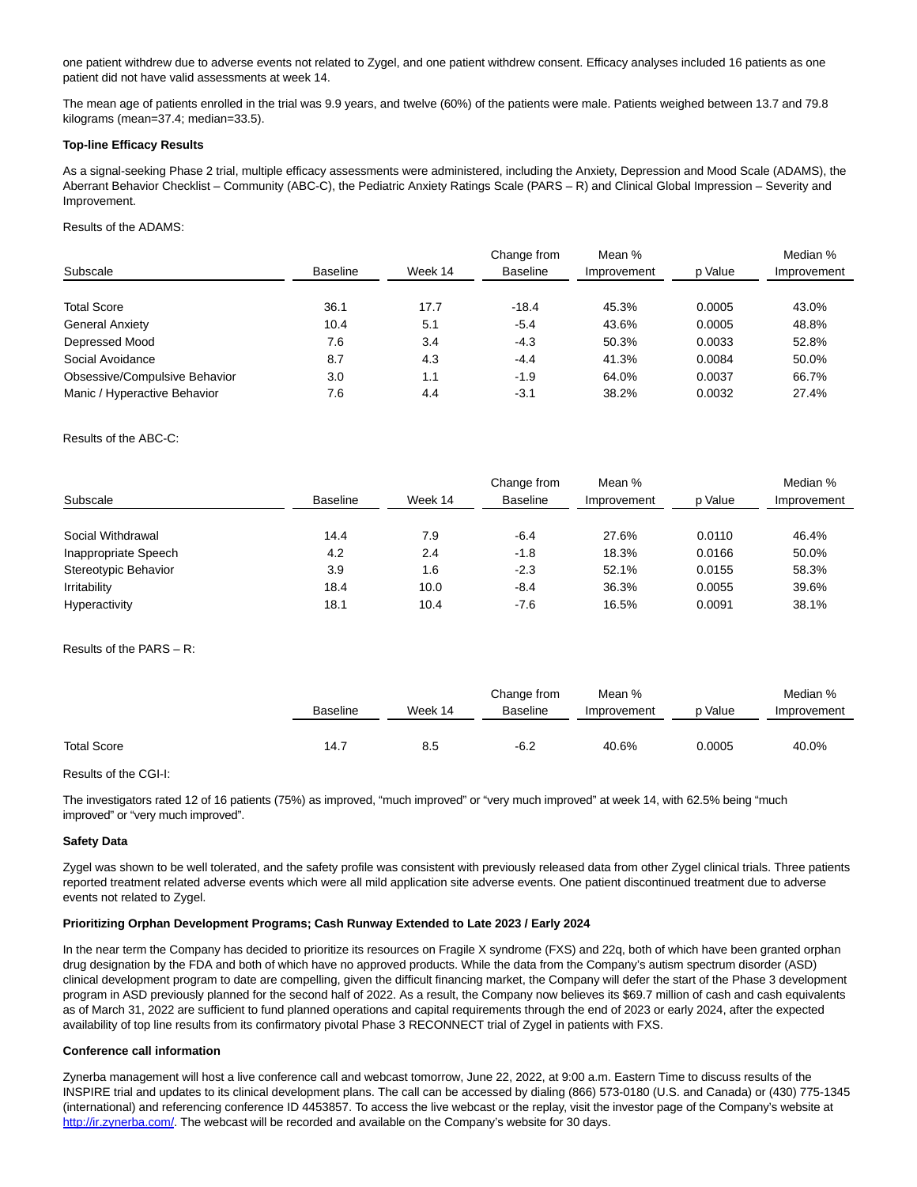one patient withdrew due to adverse events not related to Zygel, and one patient withdrew consent. Efficacy analyses included 16 patients as one patient did not have valid assessments at week 14.

The mean age of patients enrolled in the trial was 9.9 years, and twelve (60%) of the patients were male. Patients weighed between 13.7 and 79.8 kilograms (mean=37.4; median=33.5).

**Top-line Efficacy Results**

As a signal-seeking Phase 2 trial, multiple efficacy assessments were administered, including the Anxiety, Depression and Mood Scale (ADAMS), the Aberrant Behavior Checklist – Community (ABC-C), the Pediatric Anxiety Ratings Scale (PARS – R) and Clinical Global Impression – Severity and Improvement.

Results of the ADAMS:

| Subscale | Baseline | Week 14 | Change from Baseline | Mean % Improvement | p Value | Median % Improvement |
|---|---|---|---|---|---|---|
| Total Score | 36.1 | 17.7 | -18.4 | 45.3% | 0.0005 | 43.0% |
| General Anxiety | 10.4 | 5.1 | -5.4 | 43.6% | 0.0005 | 48.8% |
| Depressed Mood | 7.6 | 3.4 | -4.3 | 50.3% | 0.0033 | 52.8% |
| Social Avoidance | 8.7 | 4.3 | -4.4 | 41.3% | 0.0084 | 50.0% |
| Obsessive/Compulsive Behavior | 3.0 | 1.1 | -1.9 | 64.0% | 0.0037 | 66.7% |
| Manic / Hyperactive Behavior | 7.6 | 4.4 | -3.1 | 38.2% | 0.0032 | 27.4% |

Results of the ABC-C:

| Subscale | Baseline | Week 14 | Change from Baseline | Mean % Improvement | p Value | Median % Improvement |
|---|---|---|---|---|---|---|
| Social Withdrawal | 14.4 | 7.9 | -6.4 | 27.6% | 0.0110 | 46.4% |
| Inappropriate Speech | 4.2 | 2.4 | -1.8 | 18.3% | 0.0166 | 50.0% |
| Stereotypic Behavior | 3.9 | 1.6 | -2.3 | 52.1% | 0.0155 | 58.3% |
| Irritability | 18.4 | 10.0 | -8.4 | 36.3% | 0.0055 | 39.6% |
| Hyperactivity | 18.1 | 10.4 | -7.6 | 16.5% | 0.0091 | 38.1% |

Results of the PARS – R:

| | Baseline | Week 14 | Change from Baseline | Mean % Improvement | p Value | Median % Improvement |
|---|---|---|---|---|---|---|
| Total Score | 14.7 | 8.5 | -6.2 | 40.6% | 0.0005 | 40.0% |

Results of the CGI-I:

The investigators rated 12 of 16 patients (75%) as improved, "much improved" or "very much improved" at week 14, with 62.5% being "much improved" or "very much improved".

**Safety Data**

Zygel was shown to be well tolerated, and the safety profile was consistent with previously released data from other Zygel clinical trials. Three patients reported treatment related adverse events which were all mild application site adverse events. One patient discontinued treatment due to adverse events not related to Zygel.

**Prioritizing Orphan Development Programs; Cash Runway Extended to Late 2023 / Early 2024**

In the near term the Company has decided to prioritize its resources on Fragile X syndrome (FXS) and 22q, both of which have been granted orphan drug designation by the FDA and both of which have no approved products. While the data from the Company's autism spectrum disorder (ASD) clinical development program to date are compelling, given the difficult financing market, the Company will defer the start of the Phase 3 development program in ASD previously planned for the second half of 2022. As a result, the Company now believes its $69.7 million of cash and cash equivalents as of March 31, 2022 are sufficient to fund planned operations and capital requirements through the end of 2023 or early 2024, after the expected availability of top line results from its confirmatory pivotal Phase 3 RECONNECT trial of Zygel in patients with FXS.

**Conference call information**

Zynerba management will host a live conference call and webcast tomorrow, June 22, 2022, at 9:00 a.m. Eastern Time to discuss results of the INSPIRE trial and updates to its clinical development plans. The call can be accessed by dialing (866) 573-0180 (U.S. and Canada) or (430) 775-1345 (international) and referencing conference ID 4453857. To access the live webcast or the replay, visit the investor page of the Company's website at http://ir.zynerba.com/. The webcast will be recorded and available on the Company's website for 30 days.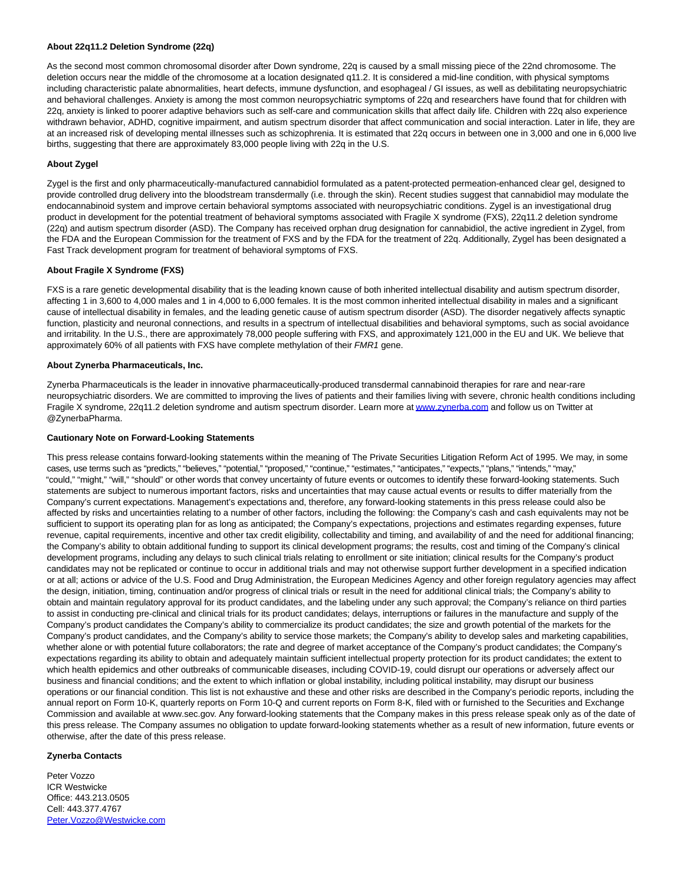**About 22q11.2 Deletion Syndrome (22q)**

As the second most common chromosomal disorder after Down syndrome, 22q is caused by a small missing piece of the 22nd chromosome. The deletion occurs near the middle of the chromosome at a location designated q11.2. It is considered a mid-line condition, with physical symptoms including characteristic palate abnormalities, heart defects, immune dysfunction, and esophageal / GI issues, as well as debilitating neuropsychiatric and behavioral challenges. Anxiety is among the most common neuropsychiatric symptoms of 22q and researchers have found that for children with 22q, anxiety is linked to poorer adaptive behaviors such as self-care and communication skills that affect daily life. Children with 22q also experience withdrawn behavior, ADHD, cognitive impairment, and autism spectrum disorder that affect communication and social interaction. Later in life, they are at an increased risk of developing mental illnesses such as schizophrenia. It is estimated that 22q occurs in between one in 3,000 and one in 6,000 live births, suggesting that there are approximately 83,000 people living with 22q in the U.S.

**About Zygel**

Zygel is the first and only pharmaceutically-manufactured cannabidiol formulated as a patent-protected permeation-enhanced clear gel, designed to provide controlled drug delivery into the bloodstream transdermally (i.e. through the skin). Recent studies suggest that cannabidiol may modulate the endocannabinoid system and improve certain behavioral symptoms associated with neuropsychiatric conditions. Zygel is an investigational drug product in development for the potential treatment of behavioral symptoms associated with Fragile X syndrome (FXS), 22q11.2 deletion syndrome (22q) and autism spectrum disorder (ASD). The Company has received orphan drug designation for cannabidiol, the active ingredient in Zygel, from the FDA and the European Commission for the treatment of FXS and by the FDA for the treatment of 22q. Additionally, Zygel has been designated a Fast Track development program for treatment of behavioral symptoms of FXS.

**About Fragile X Syndrome (FXS)**

FXS is a rare genetic developmental disability that is the leading known cause of both inherited intellectual disability and autism spectrum disorder, affecting 1 in 3,600 to 4,000 males and 1 in 4,000 to 6,000 females. It is the most common inherited intellectual disability in males and a significant cause of intellectual disability in females, and the leading genetic cause of autism spectrum disorder (ASD). The disorder negatively affects synaptic function, plasticity and neuronal connections, and results in a spectrum of intellectual disabilities and behavioral symptoms, such as social avoidance and irritability. In the U.S., there are approximately 78,000 people suffering with FXS, and approximately 121,000 in the EU and UK. We believe that approximately 60% of all patients with FXS have complete methylation of their *FMR1* gene.

**About Zynerba Pharmaceuticals, Inc.**

Zynerba Pharmaceuticals is the leader in innovative pharmaceutically-produced transdermal cannabinoid therapies for rare and near-rare neuropsychiatric disorders. We are committed to improving the lives of patients and their families living with severe, chronic health conditions including Fragile X syndrome, 22q11.2 deletion syndrome and autism spectrum disorder. Learn more at [www.zynerba.com](http://www.zynerba.com) and follow us on Twitter at @ZynerbaPharma.

**Cautionary Note on Forward-Looking Statements**

This press release contains forward-looking statements within the meaning of The Private Securities Litigation Reform Act of 1995. We may, in some cases, use terms such as "predicts," "believes," "potential," "proposed," "continue," "estimates," "anticipates," "expects," "plans," "intends," "may," "could," "might," "will," "should" or other words that convey uncertainty of future events or outcomes to identify these forward-looking statements. Such statements are subject to numerous important factors, risks and uncertainties that may cause actual events or results to differ materially from the Company's current expectations. Management's expectations and, therefore, any forward-looking statements in this press release could also be affected by risks and uncertainties relating to a number of other factors, including the following: the Company's cash and cash equivalents may not be sufficient to support its operating plan for as long as anticipated; the Company's expectations, projections and estimates regarding expenses, future revenue, capital requirements, incentive and other tax credit eligibility, collectability and timing, and availability of and the need for additional financing; the Company's ability to obtain additional funding to support its clinical development programs; the results, cost and timing of the Company's clinical development programs, including any delays to such clinical trials relating to enrollment or site initiation; clinical results for the Company's product candidates may not be replicated or continue to occur in additional trials and may not otherwise support further development in a specified indication or at all; actions or advice of the U.S. Food and Drug Administration, the European Medicines Agency and other foreign regulatory agencies may affect the design, initiation, timing, continuation and/or progress of clinical trials or result in the need for additional clinical trials; the Company's ability to obtain and maintain regulatory approval for its product candidates, and the labeling under any such approval; the Company's reliance on third parties to assist in conducting pre-clinical and clinical trials for its product candidates; delays, interruptions or failures in the manufacture and supply of the Company's product candidates the Company's ability to commercialize its product candidates; the size and growth potential of the markets for the Company's product candidates, and the Company's ability to service those markets; the Company's ability to develop sales and marketing capabilities, whether alone or with potential future collaborators; the rate and degree of market acceptance of the Company's product candidates; the Company's expectations regarding its ability to obtain and adequately maintain sufficient intellectual property protection for its product candidates; the extent to which health epidemics and other outbreaks of communicable diseases, including COVID-19, could disrupt our operations or adversely affect our business and financial conditions; and the extent to which inflation or global instability, including political instability, may disrupt our business operations or our financial condition. This list is not exhaustive and these and other risks are described in the Company's periodic reports, including the annual report on Form 10-K, quarterly reports on Form 10-Q and current reports on Form 8-K, filed with or furnished to the Securities and Exchange Commission and available at www.sec.gov. Any forward-looking statements that the Company makes in this press release speak only as of the date of this press release. The Company assumes no obligation to update forward-looking statements whether as a result of new information, future events or otherwise, after the date of this press release.

**Zynerba Contacts**

Peter Vozzo
ICR Westwicke
Office: 443.213.0505
Cell: 443.377.4767
[Peter.Vozzo@Westwicke.com](mailto:Peter.Vozzo@Westwicke.com)